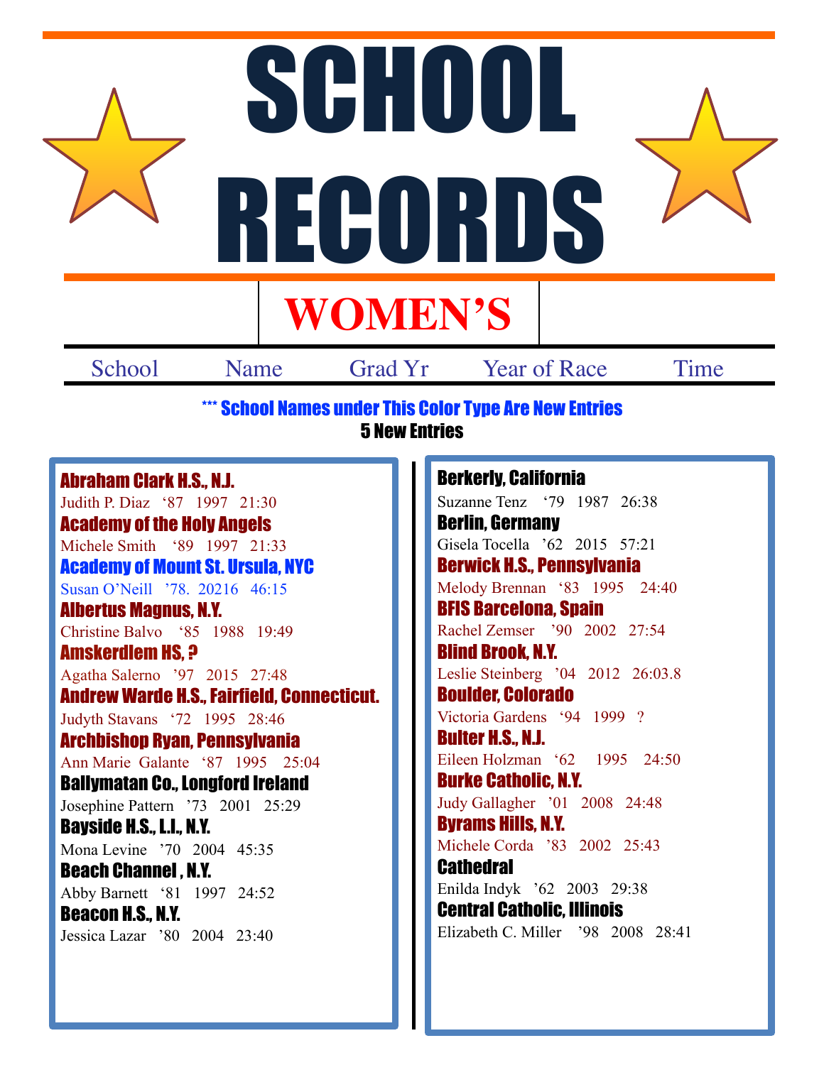# SCHOOL RECORDS

## WOMEN'S

School | Name | Grad Yr | Year of Race | Time

*** School Names under This Color Type Are New Entries
**5 New Entries**

**Abraham Clark H.S., N.J.**
Judith P. Diaz '87 1997 21:30

**Academy of the Holy Angels**
Michele Smith '89 1997 21:33

**Academy of Mount St. Ursula, NYC**
Susan O'Neill '78. 20216 46:15

**Albertus Magnus, N.Y.**
Christine Balvo '85 1988 19:49

**Amskerdlem HS, ?**
Agatha Salerno '97 2015 27:48

**Andrew Warde H.S., Fairfield, Connecticut.**
Judyth Stavans '72 1995 28:46

**Archbishop Ryan, Pennsylvania**
Ann Marie Galante '87 1995 25:04

**Ballymatan Co., Longford Ireland**
Josephine Pattern '73 2001 25:29

**Bayside H.S., L.I., N.Y.**
Mona Levine '70 2004 45:35

**Beach Channel , N.Y.**
Abby Barnett '81 1997 24:52

**Beacon H.S., N.Y.**
Jessica Lazar '80 2004 23:40

**Berkerly, California**
Suzanne Tenz '79 1987 26:38

**Berlin, Germany**
Gisela Tocella '62 2015 57:21

**Berwick H.S., Pennsylvania**
Melody Brennan '83 1995 24:40

**BFIS Barcelona, Spain**
Rachel Zemser '90 2002 27:54

**Blind Brook, N.Y.**
Leslie Steinberg '04 2012 26:03.8

**Boulder, Colorado**
Victoria Gardens '94 1999 ?

**Bulter H.S., N.J.**
Eileen Holzman '62 1995 24:50

**Burke Catholic, N.Y.**
Judy Gallagher '01 2008 24:48

**Byrams Hills, N.Y.**
Michele Corda '83 2002 25:43

**Cathedral**
Enilda Indyk '62 2003 29:38

**Central Catholic, Illinois**
Elizabeth C. Miller '98 2008 28:41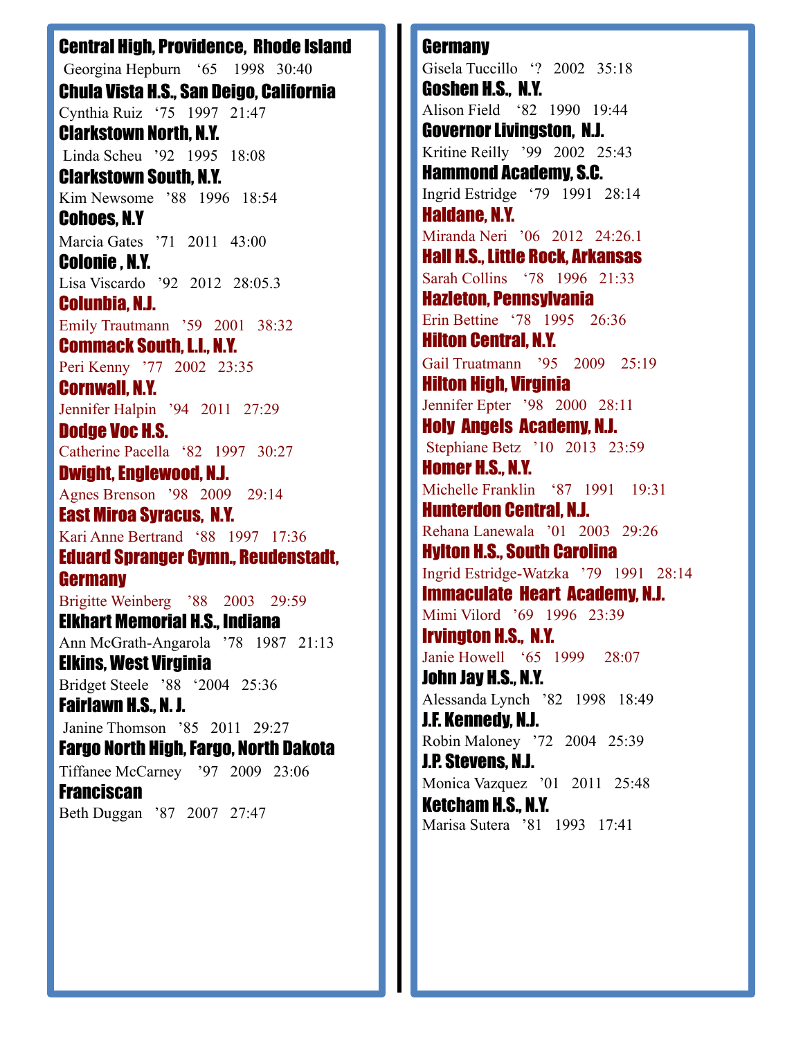**Central High, Providence, Rhode Island**

Georgina Hepburn '65 1998 30:40

**Chula Vista H.S., San Deigo, California**

Cynthia Ruiz '75 1997 21:47

**Clarkstown North, N.Y.**

Linda Scheu '92 1995 18:08

**Clarkstown South, N.Y.**

Kim Newsome '88 1996 18:54

**Cohoes, N.Y**

Marcia Gates '71 2011 43:00

**Colonie , N.Y.**

Lisa Viscardo '92 2012 28:05.3

**Colunbia, N.J.**

Emily Trautmann '59 2001 38:32

**Commack South, L.I., N.Y.**

Peri Kenny '77 2002 23:35

**Cornwall, N.Y.**

Jennifer Halpin '94 2011 27:29

**Dodge Voc H.S.**

Catherine Pacella '82 1997 30:27

**Dwight, Englewood, N.J.**

Agnes Brenson '98 2009 29:14

**East Miroa Syracus, N.Y.**

Kari Anne Bertrand '88 1997 17:36

**Eduard Spranger Gymn., Reudenstadt, Germany**

Brigitte Weinberg '88 2003 29:59

**Elkhart Memorial H.S., Indiana**

Ann McGrath-Angarola '78 1987 21:13

**Elkins, West Virginia**

Bridget Steele '88 '2004 25:36

**Fairlawn H.S., N. J.**

Janine Thomson '85 2011 29:27

**Fargo North High, Fargo, North Dakota**

Tiffanee McCarney '97 2009 23:06

**Franciscan**

Beth Duggan '87 2007 27:47

**Germany**

Gisela Tuccillo '? 2002 35:18

**Goshen H.S., N.Y.**

Alison Field '82 1990 19:44

**Governor Livingston, N.J.**

Kritine Reilly '99 2002 25:43

**Hammond Academy, S.C.**

Ingrid Estridge '79 1991 28:14

**Haldane, N.Y.**

Miranda Neri '06 2012 24:26.1

**Hall H.S., Little Rock, Arkansas**

Sarah Collins '78 1996 21:33

**Hazleton, Pennsylvania**

Erin Bettine '78 1995 26:36

**Hilton Central, N.Y.**

Gail Truatmann '95 2009 25:19

**Hilton High, Virginia**

Jennifer Epter '98 2000 28:11

**Holy Angels Academy, N.J.**

Stephiane Betz '10 2013 23:59

**Homer H.S., N.Y.**

Michelle Franklin '87 1991 19:31

**Hunterdon Central, N.J.**

Rehana Lanewala '01 2003 29:26

**Hylton H.S., South Carolina**

Ingrid Estridge-Watzka '79 1991 28:14

**Immaculate Heart Academy, N.J.**

Mimi Vilord '69 1996 23:39

**Irvington H.S., N.Y.**

Janie Howell '65 1999 28:07

**John Jay H.S., N.Y.**

Alessanda Lynch '82 1998 18:49

**J.F. Kennedy, N.J.**

Robin Maloney '72 2004 25:39

**J.P. Stevens, N.J.**

Monica Vazquez '01 2011 25:48

**Ketcham H.S., N.Y.**

Marisa Sutera '81 1993 17:41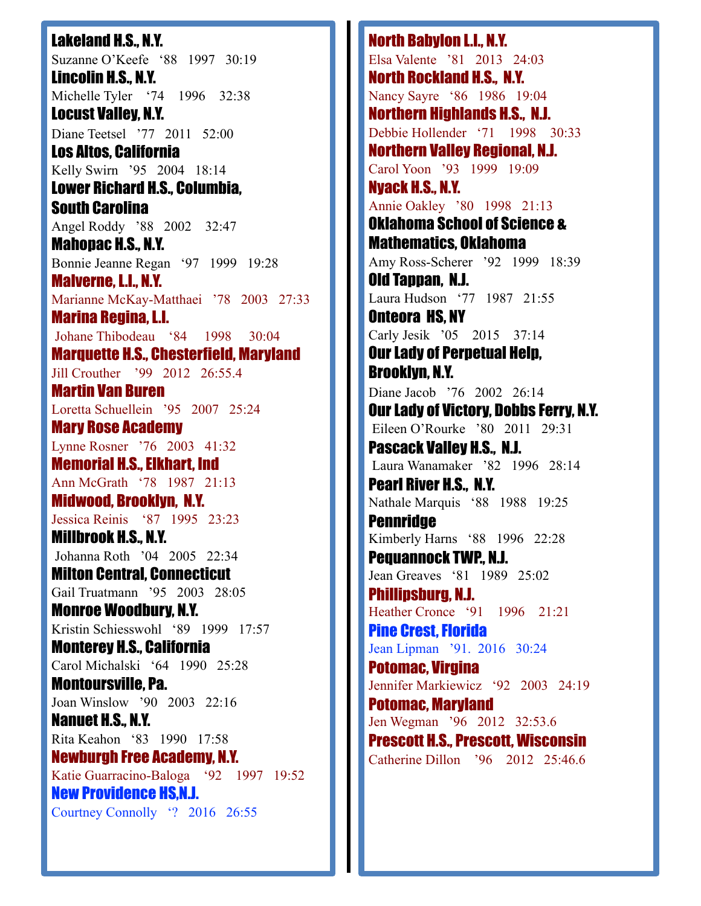**Lakeland H.S., N.Y.**
Suzanne O'Keefe '88 1997 30:19

**Lincolin H.S., N.Y.**
Michelle Tyler '74 1996 32:38

**Locust Valley, N.Y.**
Diane Teetsel '77 2011 52:00

**Los Altos, California**
Kelly Swirn '95 2004 18:14

**Lower Richard H.S., Columbia, South Carolina**
Angel Roddy '88 2002 32:47

**Mahopac H.S., N.Y.**
Bonnie Jeanne Regan '97 1999 19:28

**Malverne, L.I., N.Y.**
Marianne McKay-Matthaei '78 2003 27:33

**Marina Regina, L.I.**
Johane Thibodeau '84 1998 30:04

**Marquette H.S., Chesterfield, Maryland**
Jill Crouther '99 2012 26:55.4

**Martin Van Buren**
Loretta Schuellein '95 2007 25:24

**Mary Rose Academy**
Lynne Rosner '76 2003 41:32

**Memorial H.S., Elkhart, Ind**
Ann McGrath '78 1987 21:13

**Midwood, Brooklyn, N.Y.**
Jessica Reinis '87 1995 23:23

**Millbrook H.S., N.Y.**
Johanna Roth '04 2005 22:34

**Milton Central, Connecticut**
Gail Truatmann '95 2003 28:05

**Monroe Woodbury, N.Y.**
Kristin Schiesswohl '89 1999 17:57

**Monterey H.S., California**
Carol Michalski '64 1990 25:28

**Montoursville, Pa.**
Joan Winslow '90 2003 22:16

**Nanuet H.S., N.Y.**
Rita Keahon '83 1990 17:58

**Newburgh Free Academy, N.Y.**
Katie Guarracino-Baloga '92 1997 19:52

**New Providence HS,N.J.**
Courtney Connolly '? 2016 26:55

**North Babylon L.I., N.Y.**
Elsa Valente '81 2013 24:03

**North Rockland H.S., N.Y.**
Nancy Sayre '86 1986 19:04

**Northern Highlands H.S., N.J.**
Debbie Hollender '71 1998 30:33

**Northern Valley Regional, N.J.**
Carol Yoon '93 1999 19:09

**Nyack H.S., N.Y.**
Annie Oakley '80 1998 21:13

**Oklahoma School of Science & Mathematics, Oklahoma**
Amy Ross-Scherer '92 1999 18:39

**Old Tappan, N.J.**
Laura Hudson '77 1987 21:55

**Onteora HS, NY**
Carly Jesik '05 2015 37:14

**Our Lady of Perpetual Help, Brooklyn, N.Y.**
Diane Jacob '76 2002 26:14

**Our Lady of Victory, Dobbs Ferry, N.Y.**
Eileen O'Rourke '80 2011 29:31

**Pascack Valley H.S., N.J.**
Laura Wanamaker '82 1996 28:14

**Pearl River H.S., N.Y.**
Nathale Marquis '88 1988 19:25

**Pennridge**
Kimberly Harns '88 1996 22:28

**Pequannock TWP., N.J.**
Jean Greaves '81 1989 25:02

**Phillipsburg, N.J.**
Heather Cronce '91 1996 21:21

**Pine Crest, Florida**
Jean Lipman '91. 2016 30:24

**Potomac, Virgina**
Jennifer Markiewicz '92 2003 24:19

**Potomac, Maryland**
Jen Wegman '96 2012 32:53.6

**Prescott H.S., Prescott, Wisconsin**
Catherine Dillon '96 2012 25:46.6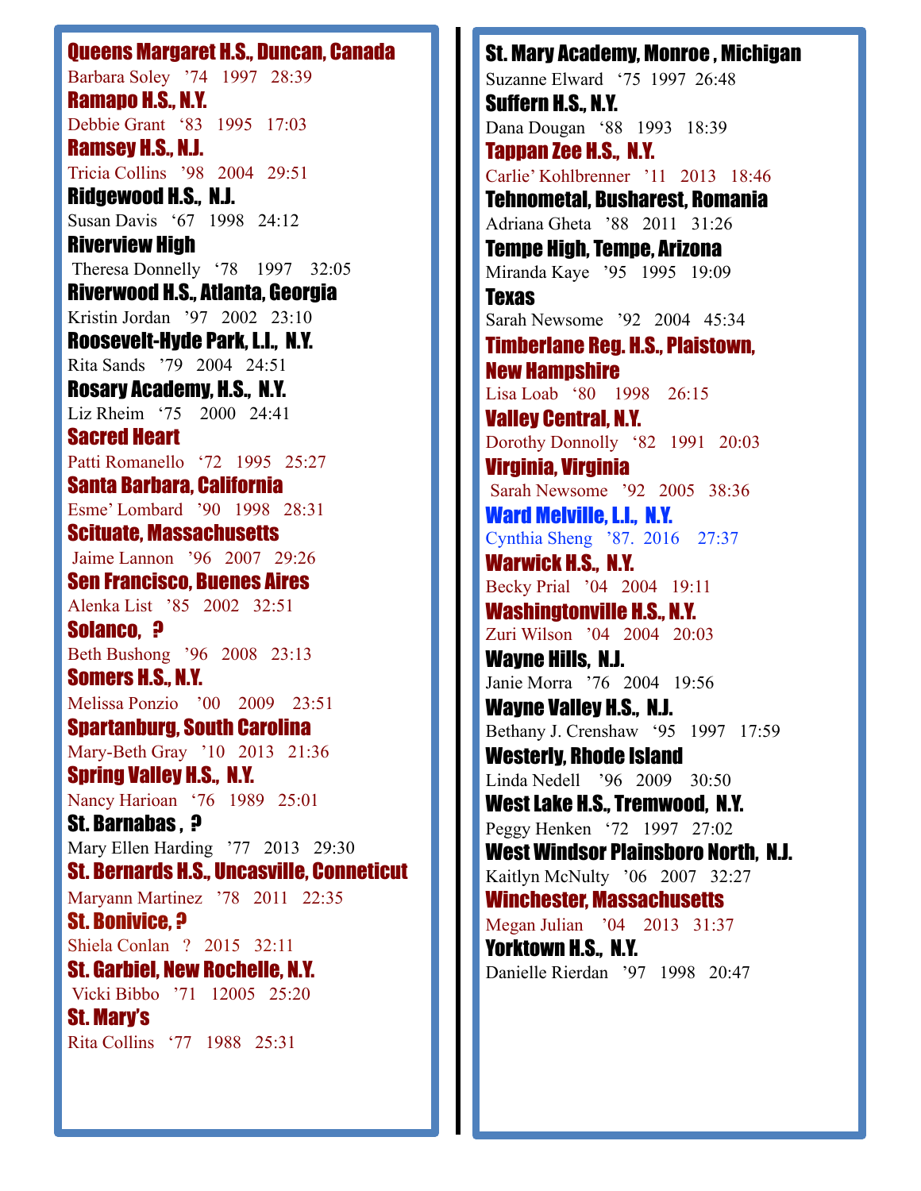**Queens Margaret H.S., Duncan, Canada**
Barbara Soley '74 1997 28:39

**Ramapo H.S., N.Y.**
Debbie Grant '83 1995 17:03

**Ramsey H.S., N.J.**
Tricia Collins '98 2004 29:51

**Ridgewood H.S., N.J.**
Susan Davis '67 1998 24:12

**Riverview High**
Theresa Donnelly '78 1997 32:05

**Riverwood H.S., Atlanta, Georgia**
Kristin Jordan '97 2002 23:10

**Roosevelt-Hyde Park, L.I., N.Y.**
Rita Sands '79 2004 24:51

**Rosary Academy, H.S., N.Y.**
Liz Rheim '75 2000 24:41

**Sacred Heart**
Patti Romanello '72 1995 25:27

**Santa Barbara, California**
Esme' Lombard '90 1998 28:31

**Scituate, Massachusetts**
Jaime Lannon '96 2007 29:26

**Sen Francisco, Buenes Aires**
Alenka List '85 2002 32:51

**Solanco, ?**
Beth Bushong '96 2008 23:13

**Somers H.S., N.Y.**
Melissa Ponzio '00 2009 23:51

**Spartanburg, South Carolina**
Mary-Beth Gray '10 2013 21:36

**Spring Valley H.S., N.Y.**
Nancy Harioan '76 1989 25:01

**St. Barnabas , ?**
Mary Ellen Harding '77 2013 29:30

**St. Bernards H.S., Uncasville, Conneticut**
Maryann Martinez '78 2011 22:35

**St. Bonivice, ?**
Shiela Conlan ? 2015 32:11

**St. Garbiel, New Rochelle, N.Y.**
Vicki Bibbo '71 12005 25:20

**St. Mary's**
Rita Collins '77 1988 25:31

**St. Mary Academy, Monroe , Michigan**
Suzanne Elward '75 1997 26:48

**Suffern H.S., N.Y.**
Dana Dougan '88 1993 18:39

**Tappan Zee H.S., N.Y.**
Carlie' Kohlbrenner '11 2013 18:46

**Tehnometal, Busharest, Romania**
Adriana Gheta '88 2011 31:26

**Tempe High, Tempe, Arizona**
Miranda Kaye '95 1995 19:09

**Texas**
Sarah Newsome '92 2004 45:34

**Timberlane Reg. H.S., Plaistown, New Hampshire**
Lisa Loab '80 1998 26:15

**Valley Central, N.Y.**
Dorothy Donnolly '82 1991 20:03

**Virginia, Virginia**
Sarah Newsome '92 2005 38:36

**Ward Melville, L.I., N.Y.**
Cynthia Sheng '87. 2016 27:37

**Warwick H.S., N.Y.**
Becky Prial '04 2004 19:11

**Washingtonville H.S., N.Y.**
Zuri Wilson '04 2004 20:03

**Wayne Hills, N.J.**
Janie Morra '76 2004 19:56

**Wayne Valley H.S., N.J.**
Bethany J. Crenshaw '95 1997 17:59

**Westerly, Rhode Island**
Linda Nedell '96 2009 30:50

**West Lake H.S., Tremwood, N.Y.**
Peggy Henken '72 1997 27:02

**West Windsor Plainsboro North, N.J.**
Kaitlyn McNulty '06 2007 32:27

**Winchester, Massachusetts**
Megan Julian '04 2013 31:37

**Yorktown H.S., N.Y.**
Danielle Rierdan '97 1998 20:47